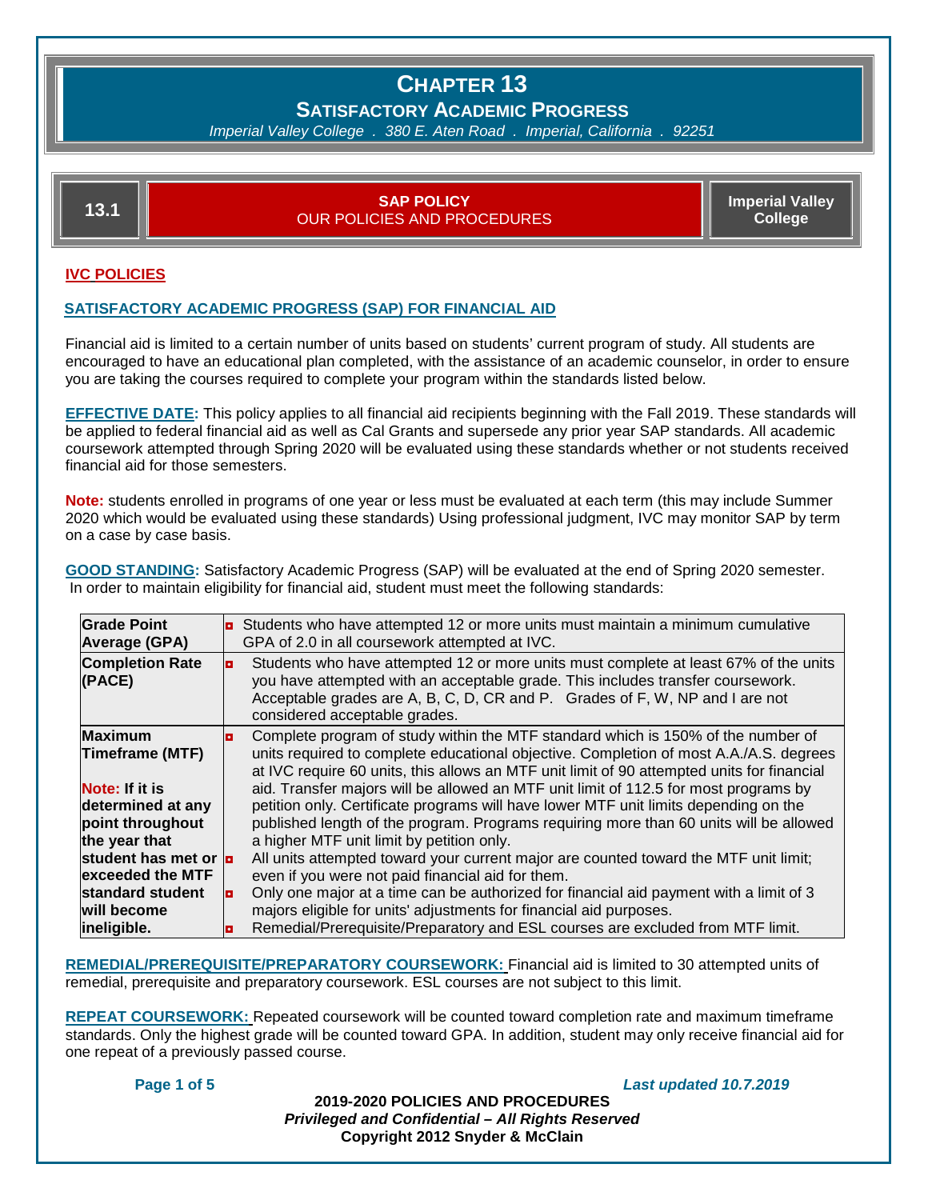# CHAPTER 13

## SATISFACTORY ACADEMIC PROGRESS

*Imperial Valley College . 380 E. Aten Road . Imperial, California . 92251*

| 13.1 | **SAP POLICY** OUR POLICIES AND PROCEDURES | **Imperial Valley College** |
|---|---|---|

**IVC POLICIES**

**SATISFACTORY ACADEMIC PROGRESS (SAP) FOR FINANCIAL AID**

Financial aid is limited to a certain number of units based on students' current program of study. All students are encouraged to have an educational plan completed, with the assistance of an academic counselor, in order to ensure you are taking the courses required to complete your program within the standards listed below.

**EFFECTIVE DATE:** This policy applies to all financial aid recipients beginning with the Fall 2019. These standards will be applied to federal financial aid as well as Cal Grants and supersede any prior year SAP standards. All academic coursework attempted through Spring 2020 will be evaluated using these standards whether or not students received financial aid for those semesters.

**Note:** students enrolled in programs of one year or less must be evaluated at each term (this may include Summer 2020 which would be evaluated using these standards) Using professional judgment, IVC may monitor SAP by term on a case by case basis.

**GOOD STANDING:** Satisfactory Academic Progress (SAP) will be evaluated at the end of Spring 2020 semester. In order to maintain eligibility for financial aid, student must meet the following standards:

| | |
|---|---|
| **Grade Point Average (GPA)** | ▪ Students who have attempted 12 or more units must maintain a minimum cumulative GPA of 2.0 in all coursework attempted at IVC. |
| **Completion Rate (PACE)** | ▪ Students who have attempted 12 or more units must complete at least 67% of the units you have attempted with an acceptable grade. This includes transfer coursework. Acceptable grades are A, B, C, D, CR and P. Grades of F, W, NP and I are not considered acceptable grades. |
| **Maximum Timeframe (MTF)**<br><br>**Note: If it is determined at any point throughout the year that student has met or exceeded the MTF standard student will become ineligible.** | ▪ Complete program of study within the MTF standard which is 150% of the number of units required to complete educational objective. Completion of most A.A./A.S. degrees at IVC require 60 units, this allows an MTF unit limit of 90 attempted units for financial aid. Transfer majors will be allowed an MTF unit limit of 112.5 for most programs by petition only. Certificate programs will have lower MTF unit limits depending on the published length of the program. Programs requiring more than 60 units will be allowed a higher MTF unit limit by petition only.<br>▪ All units attempted toward your current major are counted toward the MTF unit limit; even if you were not paid financial aid for them.<br>▪ Only one major at a time can be authorized for financial aid payment with a limit of 3 majors eligible for units' adjustments for financial aid purposes.<br>▪ Remedial/Prerequisite/Preparatory and ESL courses are excluded from MTF limit. |

**REMEDIAL/PREREQUISITE/PREPARATORY COURSEWORK:** Financial aid is limited to 30 attempted units of remedial, prerequisite and preparatory coursework. ESL courses are not subject to this limit.

**REPEAT COURSEWORK:** Repeated coursework will be counted toward completion rate and maximum timeframe standards. Only the highest grade will be counted toward GPA. In addition, student may only receive financial aid for one repeat of a previously passed course.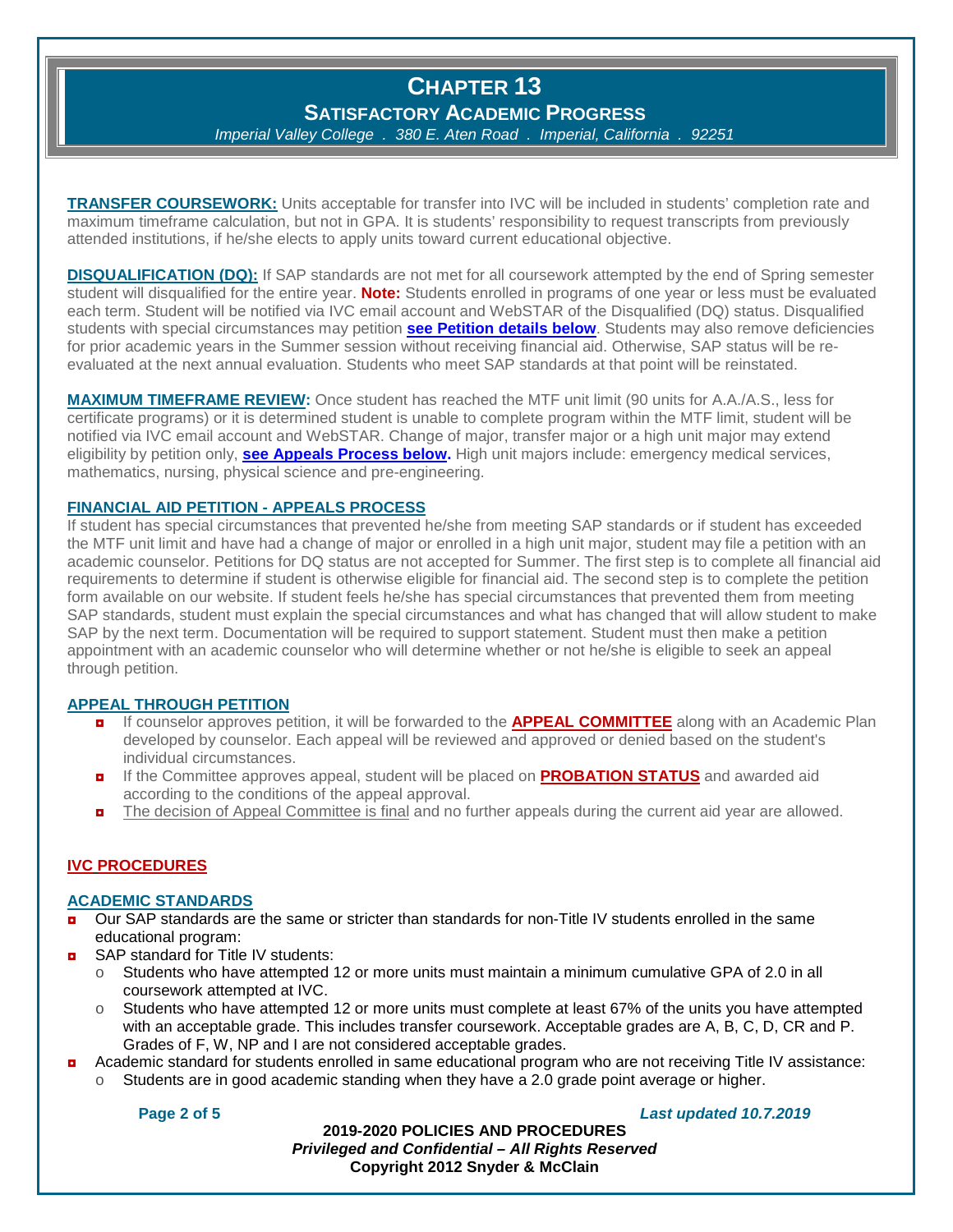# CHAPTER 13

## SATISFACTORY ACADEMIC PROGRESS

*Imperial Valley College . 380 E. Aten Road . Imperial, California . 92251*

**TRANSFER COURSEWORK:** Units acceptable for transfer into IVC will be included in students' completion rate and maximum timeframe calculation, but not in GPA. It is students' responsibility to request transcripts from previously attended institutions, if he/she elects to apply units toward current educational objective.

**DISQUALIFICATION (DQ):** If SAP standards are not met for all coursework attempted by the end of Spring semester student will disqualified for the entire year. **Note:** Students enrolled in programs of one year or less must be evaluated each term. Student will be notified via IVC email account and WebSTAR of the Disqualified (DQ) status. Disqualified students with special circumstances may petition **see Petition details below**. Students may also remove deficiencies for prior academic years in the Summer session without receiving financial aid. Otherwise, SAP status will be re-evaluated at the next annual evaluation. Students who meet SAP standards at that point will be reinstated.

**MAXIMUM TIMEFRAME REVIEW:** Once student has reached the MTF unit limit (90 units for A.A./A.S., less for certificate programs) or it is determined student is unable to complete program within the MTF limit, student will be notified via IVC email account and WebSTAR. Change of major, transfer major or a high unit major may extend eligibility by petition only, **see Appeals Process below.** High unit majors include: emergency medical services, mathematics, nursing, physical science and pre-engineering.

### FINANCIAL AID PETITION - APPEALS PROCESS

If student has special circumstances that prevented he/she from meeting SAP standards or if student has exceeded the MTF unit limit and have had a change of major or enrolled in a high unit major, student may file a petition with an academic counselor. Petitions for DQ status are not accepted for Summer. The first step is to complete all financial aid requirements to determine if student is otherwise eligible for financial aid. The second step is to complete the petition form available on our website. If student feels he/she has special circumstances that prevented them from meeting SAP standards, student must explain the special circumstances and what has changed that will allow student to make SAP by the next term. Documentation will be required to support statement. Student must then make a petition appointment with an academic counselor who will determine whether or not he/she is eligible to seek an appeal through petition.

### APPEAL THROUGH PETITION

- If counselor approves petition, it will be forwarded to the **APPEAL COMMITTEE** along with an Academic Plan developed by counselor. Each appeal will be reviewed and approved or denied based on the student's individual circumstances.
- If the Committee approves appeal, student will be placed on **PROBATION STATUS** and awarded aid according to the conditions of the appeal approval.
- The decision of Appeal Committee is final and no further appeals during the current aid year are allowed.

## IVC PROCEDURES

### ACADEMIC STANDARDS

- Our SAP standards are the same or stricter than standards for non-Title IV students enrolled in the same educational program:
- SAP standard for Title IV students:
  - Students who have attempted 12 or more units must maintain a minimum cumulative GPA of 2.0 in all coursework attempted at IVC.
  - Students who have attempted 12 or more units must complete at least 67% of the units you have attempted with an acceptable grade. This includes transfer coursework. Acceptable grades are A, B, C, D, CR and P. Grades of F, W, NP and I are not considered acceptable grades.
- Academic standard for students enrolled in same educational program who are not receiving Title IV assistance:
  - Students are in good academic standing when they have a 2.0 grade point average or higher.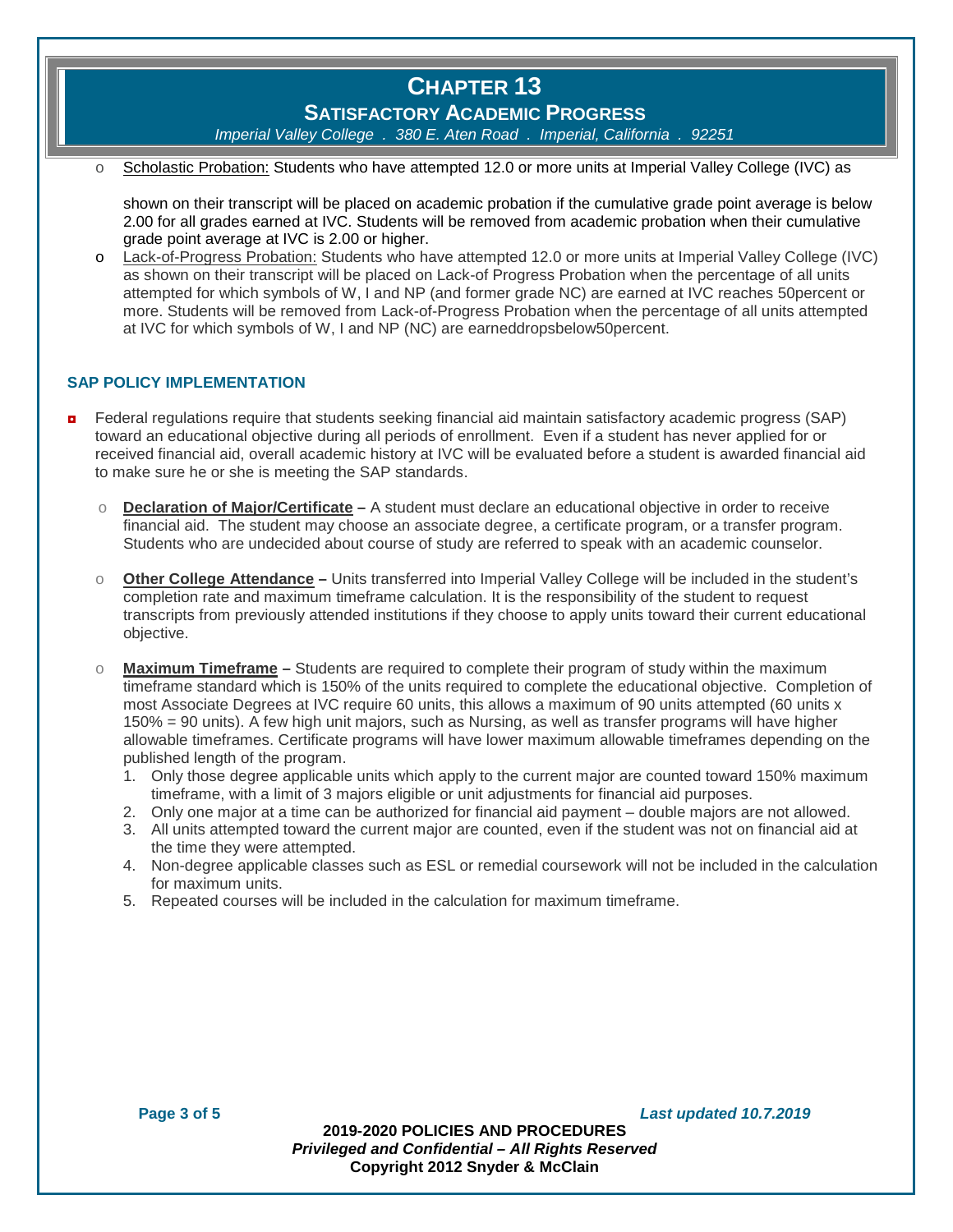- Scholastic Probation: Students who have attempted 12.0 or more units at Imperial Valley College (IVC) as

  shown on their transcript will be placed on academic probation if the cumulative grade point average is below 2.00 for all grades earned at IVC. Students will be removed from academic probation when their cumulative grade point average at IVC is 2.00 or higher.
- Lack-of-Progress Probation: Students who have attempted 12.0 or more units at Imperial Valley College (IVC) as shown on their transcript will be placed on Lack-of Progress Probation when the percentage of all units attempted for which symbols of W, I and NP (and former grade NC) are earned at IVC reaches 50percent or more. Students will be removed from Lack-of-Progress Probation when the percentage of all units attempted at IVC for which symbols of W, I and NP (NC) are earneddropsbelow50percent.

### SAP POLICY IMPLEMENTATION

- Federal regulations require that students seeking financial aid maintain satisfactory academic progress (SAP) toward an educational objective during all periods of enrollment. Even if a student has never applied for or received financial aid, overall academic history at IVC will be evaluated before a student is awarded financial aid to make sure he or she is meeting the SAP standards.

  - **Declaration of Major/Certificate –** A student must declare an educational objective in order to receive financial aid. The student may choose an associate degree, a certificate program, or a transfer program. Students who are undecided about course of study are referred to speak with an academic counselor.

  - **Other College Attendance –** Units transferred into Imperial Valley College will be included in the student's completion rate and maximum timeframe calculation. It is the responsibility of the student to request transcripts from previously attended institutions if they choose to apply units toward their current educational objective.

  - **Maximum Timeframe –** Students are required to complete their program of study within the maximum timeframe standard which is 150% of the units required to complete the educational objective. Completion of most Associate Degrees at IVC require 60 units, this allows a maximum of 90 units attempted (60 units x 150% = 90 units). A few high unit majors, such as Nursing, as well as transfer programs will have higher allowable timeframes. Certificate programs will have lower maximum allowable timeframes depending on the published length of the program.
    1. Only those degree applicable units which apply to the current major are counted toward 150% maximum timeframe, with a limit of 3 majors eligible or unit adjustments for financial aid purposes.
    2. Only one major at a time can be authorized for financial aid payment – double majors are not allowed.
    3. All units attempted toward the current major are counted, even if the student was not on financial aid at the time they were attempted.
    4. Non-degree applicable classes such as ESL or remedial coursework will not be included in the calculation for maximum units.
    5. Repeated courses will be included in the calculation for maximum timeframe.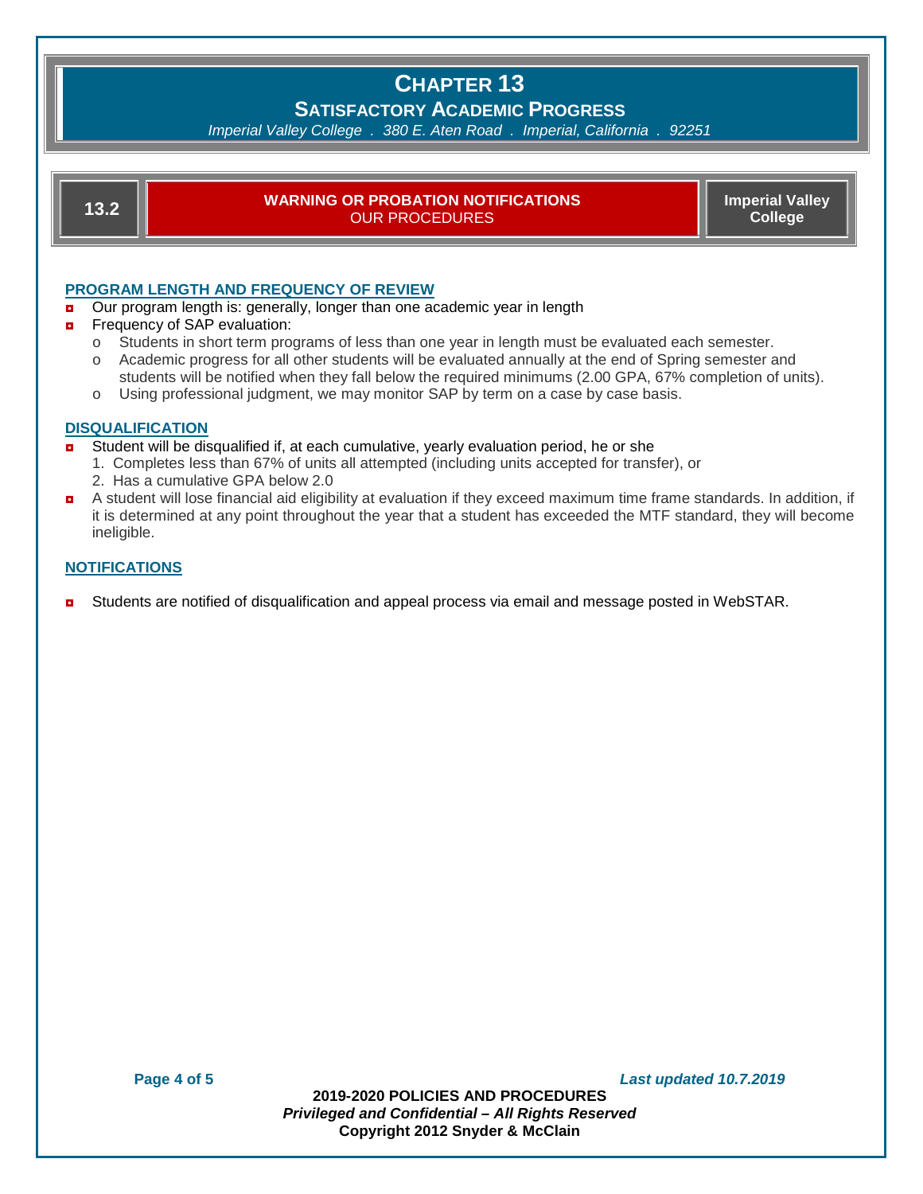# CHAPTER 13

## SATISFACTORY ACADEMIC PROGRESS

*Imperial Valley College . 380 E. Aten Road . Imperial, California . 92251*

| 13.2 | **WARNING OR PROBATION NOTIFICATIONS** OUR PROCEDURES | **Imperial Valley College** |
|---|---|---|

### PROGRAM LENGTH AND FREQUENCY OF REVIEW

- Our program length is: generally, longer than one academic year in length
- Frequency of SAP evaluation:
  - Students in short term programs of less than one year in length must be evaluated each semester.
  - Academic progress for all other students will be evaluated annually at the end of Spring semester and students will be notified when they fall below the required minimums (2.00 GPA, 67% completion of units).
  - Using professional judgment, we may monitor SAP by term on a case by case basis.

### DISQUALIFICATION

- Student will be disqualified if, at each cumulative, yearly evaluation period, he or she
  1. Completes less than 67% of units all attempted (including units accepted for transfer), or
  2. Has a cumulative GPA below 2.0
- A student will lose financial aid eligibility at evaluation if they exceed maximum time frame standards. In addition, if it is determined at any point throughout the year that a student has exceeded the MTF standard, they will become ineligible.

### NOTIFICATIONS

- Students are notified of disqualification and appeal process via email and message posted in WebSTAR.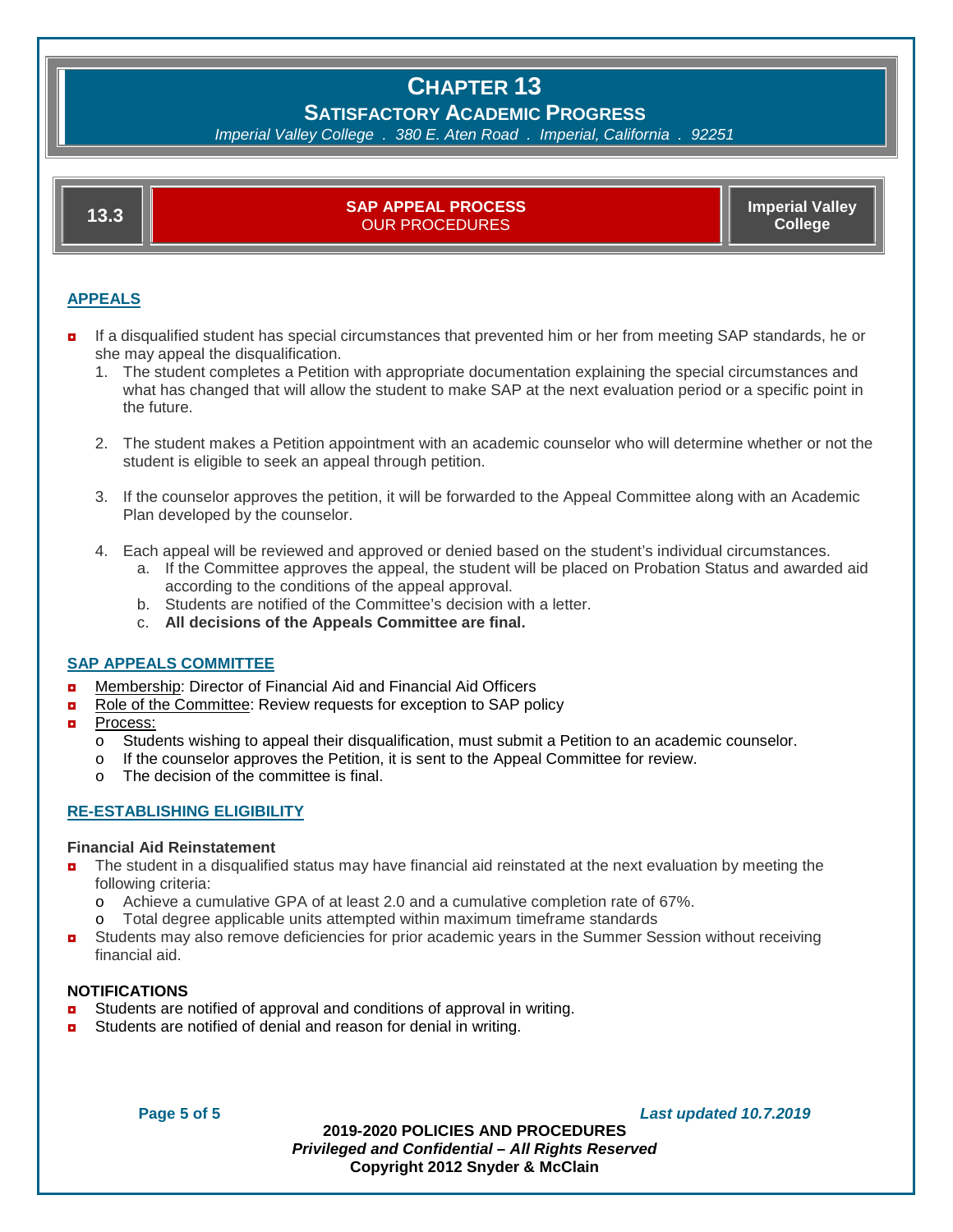# CHAPTER 13

## SATISFACTORY ACADEMIC PROGRESS

*Imperial Valley College . 380 E. Aten Road . Imperial, California . 92251*

| 13.3 | SAP APPEAL PROCESS<br>OUR PROCEDURES | Imperial Valley College |
|---|---|---|

### APPEALS

- If a disqualified student has special circumstances that prevented him or her from meeting SAP standards, he or she may appeal the disqualification.
  1. The student completes a Petition with appropriate documentation explaining the special circumstances and what has changed that will allow the student to make SAP at the next evaluation period or a specific point in the future.
  2. The student makes a Petition appointment with an academic counselor who will determine whether or not the student is eligible to seek an appeal through petition.
  3. If the counselor approves the petition, it will be forwarded to the Appeal Committee along with an Academic Plan developed by the counselor.
  4. Each appeal will be reviewed and approved or denied based on the student's individual circumstances.
     a. If the Committee approves the appeal, the student will be placed on Probation Status and awarded aid according to the conditions of the appeal approval.
     b. Students are notified of the Committee's decision with a letter.
     c. **All decisions of the Appeals Committee are final.**

### SAP APPEALS COMMITTEE

- Membership: Director of Financial Aid and Financial Aid Officers
- Role of the Committee: Review requests for exception to SAP policy
- Process:
  - Students wishing to appeal their disqualification, must submit a Petition to an academic counselor.
  - If the counselor approves the Petition, it is sent to the Appeal Committee for review.
  - The decision of the committee is final.

### RE-ESTABLISHING ELIGIBILITY

**Financial Aid Reinstatement**

- The student in a disqualified status may have financial aid reinstated at the next evaluation by meeting the following criteria:
  - Achieve a cumulative GPA of at least 2.0 and a cumulative completion rate of 67%.
  - Total degree applicable units attempted within maximum timeframe standards
- Students may also remove deficiencies for prior academic years in the Summer Session without receiving financial aid.

**NOTIFICATIONS**

- Students are notified of approval and conditions of approval in writing.
- Students are notified of denial and reason for denial in writing.